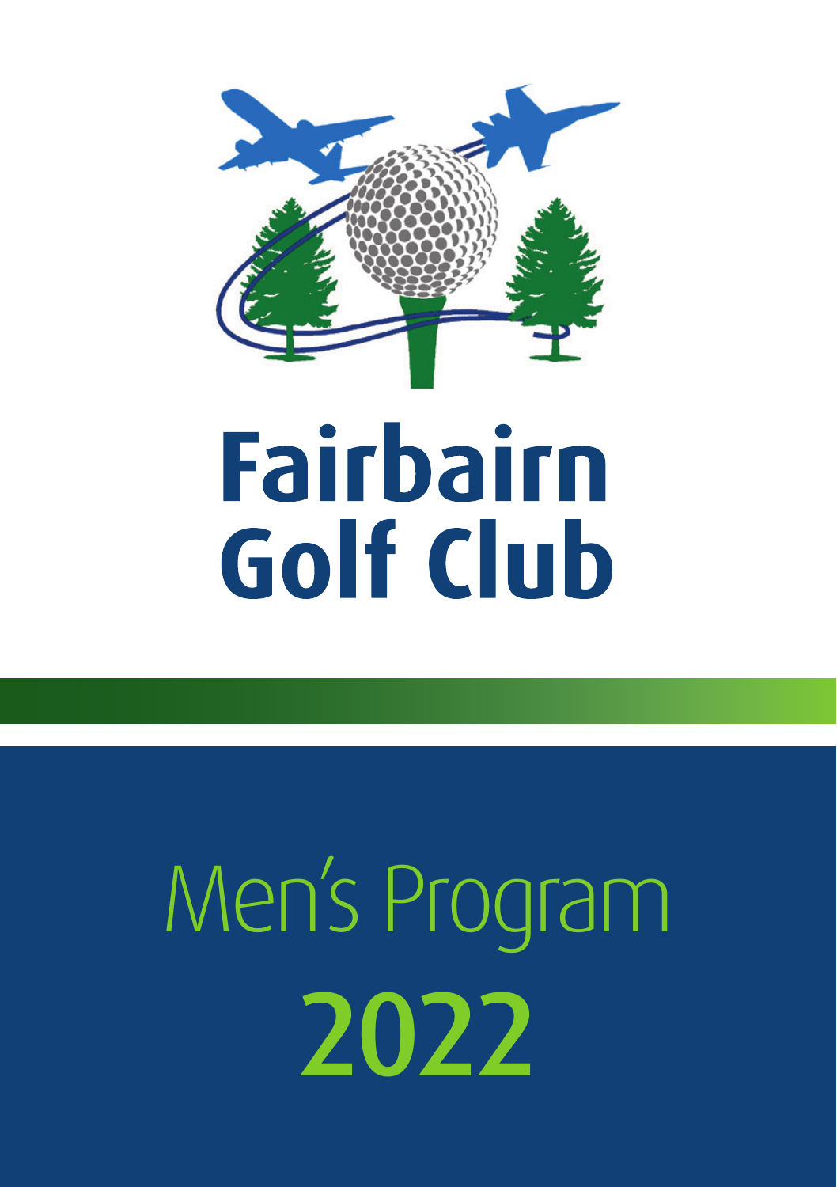# Fairbairn Golf Club

## Men's Program 2022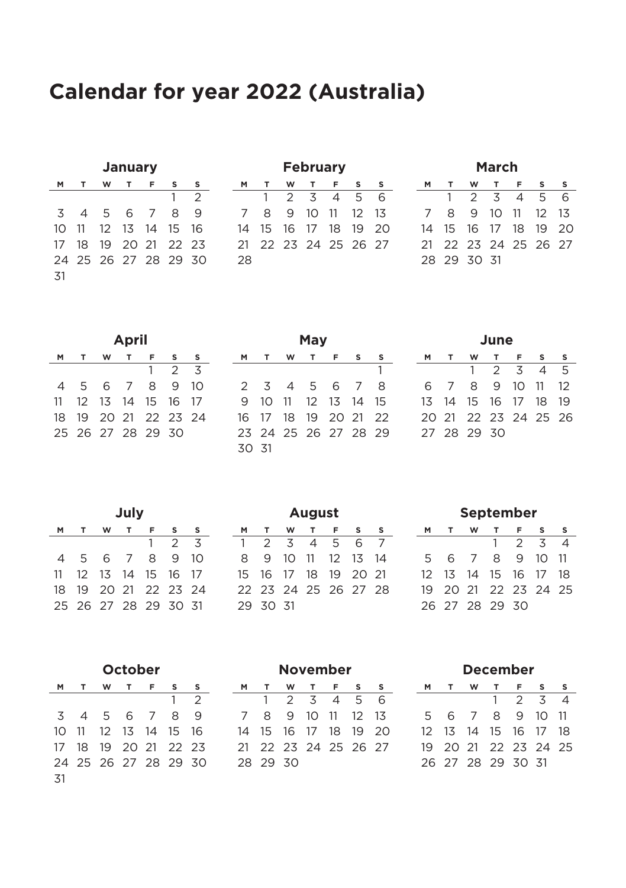# Calendar for year 2022 (Australia)

### January

| M | T | W | T | F | S | S |
|---|---|---|---|---|---|---|
| | | | | | 1 | 2 |
| 3 | 4 | 5 | 6 | 7 | 8 | 9 |
| 10 | 11 | 12 | 13 | 14 | 15 | 16 |
| 17 | 18 | 19 | 20 | 21 | 22 | 23 |
| 24 | 25 | 26 | 27 | 28 | 29 | 30 |
| 31 | | | | | | |

### February

| M | T | W | T | F | S | S |
|---|---|---|---|---|---|---|
| | 1 | 2 | 3 | 4 | 5 | 6 |
| 7 | 8 | 9 | 10 | 11 | 12 | 13 |
| 14 | 15 | 16 | 17 | 18 | 19 | 20 |
| 21 | 22 | 23 | 24 | 25 | 26 | 27 |
| 28 | | | | | | |

### March

| M | T | W | T | F | S | S |
|---|---|---|---|---|---|---|
| | 1 | 2 | 3 | 4 | 5 | 6 |
| 7 | 8 | 9 | 10 | 11 | 12 | 13 |
| 14 | 15 | 16 | 17 | 18 | 19 | 20 |
| 21 | 22 | 23 | 24 | 25 | 26 | 27 |
| 28 | 29 | 30 | 31 | | | |

### April

| M | T | W | T | F | S | S |
|---|---|---|---|---|---|---|
| | | | | 1 | 2 | 3 |
| 4 | 5 | 6 | 7 | 8 | 9 | 10 |
| 11 | 12 | 13 | 14 | 15 | 16 | 17 |
| 18 | 19 | 20 | 21 | 22 | 23 | 24 |
| 25 | 26 | 27 | 28 | 29 | 30 | |

### May

| M | T | W | T | F | S | S |
|---|---|---|---|---|---|---|
| | | | | | | 1 |
| 2 | 3 | 4 | 5 | 6 | 7 | 8 |
| 9 | 10 | 11 | 12 | 13 | 14 | 15 |
| 16 | 17 | 18 | 19 | 20 | 21 | 22 |
| 23 | 24 | 25 | 26 | 27 | 28 | 29 |
| 30 | 31 | | | | | |

### June

| M | T | W | T | F | S | S |
|---|---|---|---|---|---|---|
| | | 1 | 2 | 3 | 4 | 5 |
| 6 | 7 | 8 | 9 | 10 | 11 | 12 |
| 13 | 14 | 15 | 16 | 17 | 18 | 19 |
| 20 | 21 | 22 | 23 | 24 | 25 | 26 |
| 27 | 28 | 29 | 30 | | | |

### July

| M | T | W | T | F | S | S |
|---|---|---|---|---|---|---|
| | | | | 1 | 2 | 3 |
| 4 | 5 | 6 | 7 | 8 | 9 | 10 |
| 11 | 12 | 13 | 14 | 15 | 16 | 17 |
| 18 | 19 | 20 | 21 | 22 | 23 | 24 |
| 25 | 26 | 27 | 28 | 29 | 30 | 31 |

### August

| M | T | W | T | F | S | S |
|---|---|---|---|---|---|---|
| 1 | 2 | 3 | 4 | 5 | 6 | 7 |
| 8 | 9 | 10 | 11 | 12 | 13 | 14 |
| 15 | 16 | 17 | 18 | 19 | 20 | 21 |
| 22 | 23 | 24 | 25 | 26 | 27 | 28 |
| 29 | 30 | 31 | | | | |

### September

| M | T | W | T | F | S | S |
|---|---|---|---|---|---|---|
| | | | 1 | 2 | 3 | 4 |
| 5 | 6 | 7 | 8 | 9 | 10 | 11 |
| 12 | 13 | 14 | 15 | 16 | 17 | 18 |
| 19 | 20 | 21 | 22 | 23 | 24 | 25 |
| 26 | 27 | 28 | 29 | 30 | | |

### October

| M | T | W | T | F | S | S |
|---|---|---|---|---|---|---|
| | | | | | 1 | 2 |
| 3 | 4 | 5 | 6 | 7 | 8 | 9 |
| 10 | 11 | 12 | 13 | 14 | 15 | 16 |
| 17 | 18 | 19 | 20 | 21 | 22 | 23 |
| 24 | 25 | 26 | 27 | 28 | 29 | 30 |
| 31 | | | | | | |

### November

| M | T | W | T | F | S | S |
|---|---|---|---|---|---|---|
| | 1 | 2 | 3 | 4 | 5 | 6 |
| 7 | 8 | 9 | 10 | 11 | 12 | 13 |
| 14 | 15 | 16 | 17 | 18 | 19 | 20 |
| 21 | 22 | 23 | 24 | 25 | 26 | 27 |
| 28 | 29 | 30 | | | | |

### December

| M | T | W | T | F | S | S |
|---|---|---|---|---|---|---|
| | | | 1 | 2 | 3 | 4 |
| 5 | 6 | 7 | 8 | 9 | 10 | 11 |
| 12 | 13 | 14 | 15 | 16 | 17 | 18 |
| 19 | 20 | 21 | 22 | 23 | 24 | 25 |
| 26 | 27 | 28 | 29 | 30 | 31 | |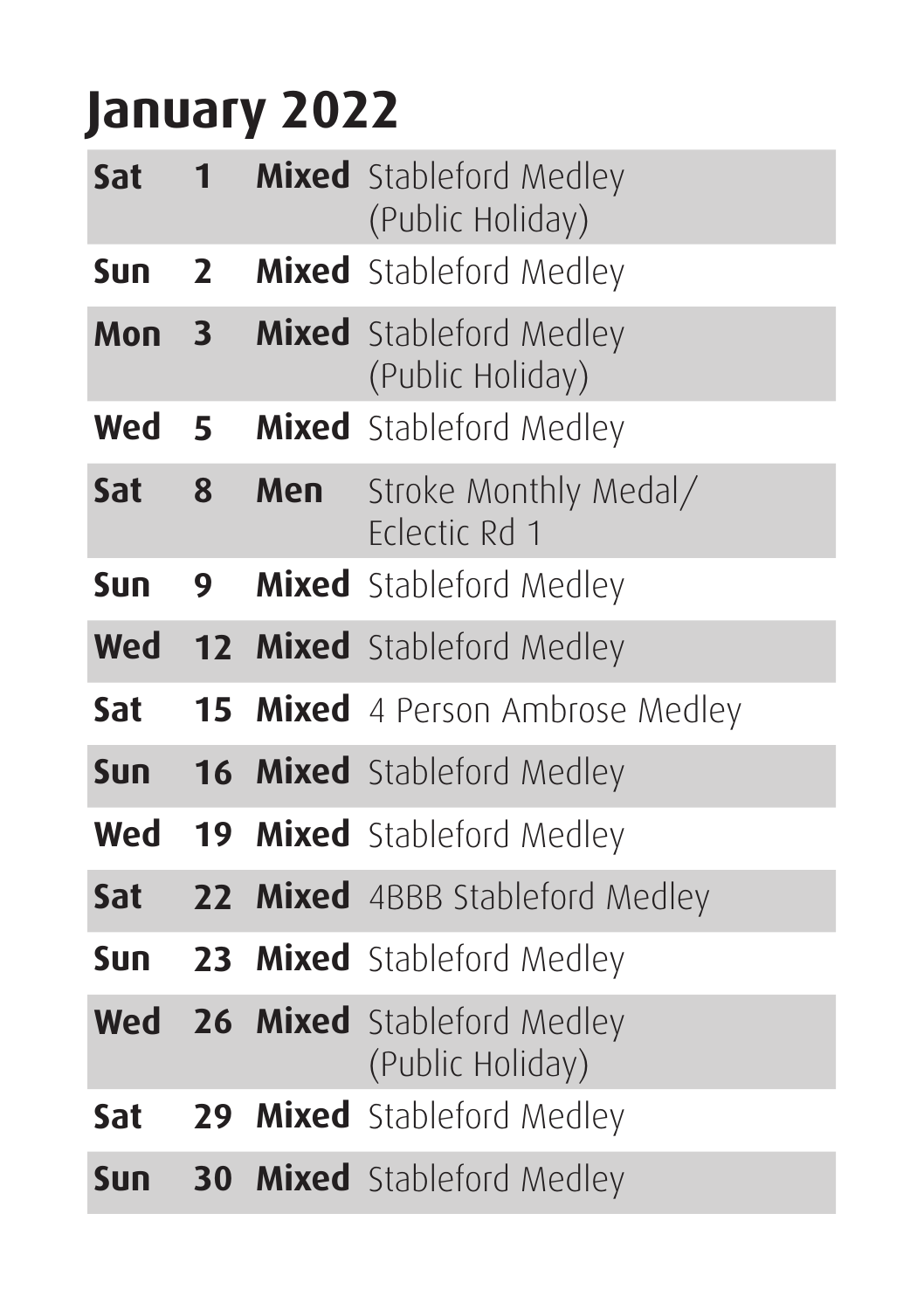# January 2022

| Day | Date | Category | Event |
|---|---|---|---|
| **Sat** | **1** | **Mixed** | Stableford Medley (Public Holiday) |
| **Sun** | **2** | **Mixed** | Stableford Medley |
| **Mon** | **3** | **Mixed** | Stableford Medley (Public Holiday) |
| **Wed** | **5** | **Mixed** | Stableford Medley |
| **Sat** | **8** | **Men** | Stroke Monthly Medal/ Eclectic Rd 1 |
| **Sun** | **9** | **Mixed** | Stableford Medley |
| **Wed** | **12** | **Mixed** | Stableford Medley |
| **Sat** | **15** | **Mixed** | 4 Person Ambrose Medley |
| **Sun** | **16** | **Mixed** | Stableford Medley |
| **Wed** | **19** | **Mixed** | Stableford Medley |
| **Sat** | **22** | **Mixed** | 4BBB Stableford Medley |
| **Sun** | **23** | **Mixed** | Stableford Medley |
| **Wed** | **26** | **Mixed** | Stableford Medley (Public Holiday) |
| **Sat** | **29** | **Mixed** | Stableford Medley |
| **Sun** | **30** | **Mixed** | Stableford Medley |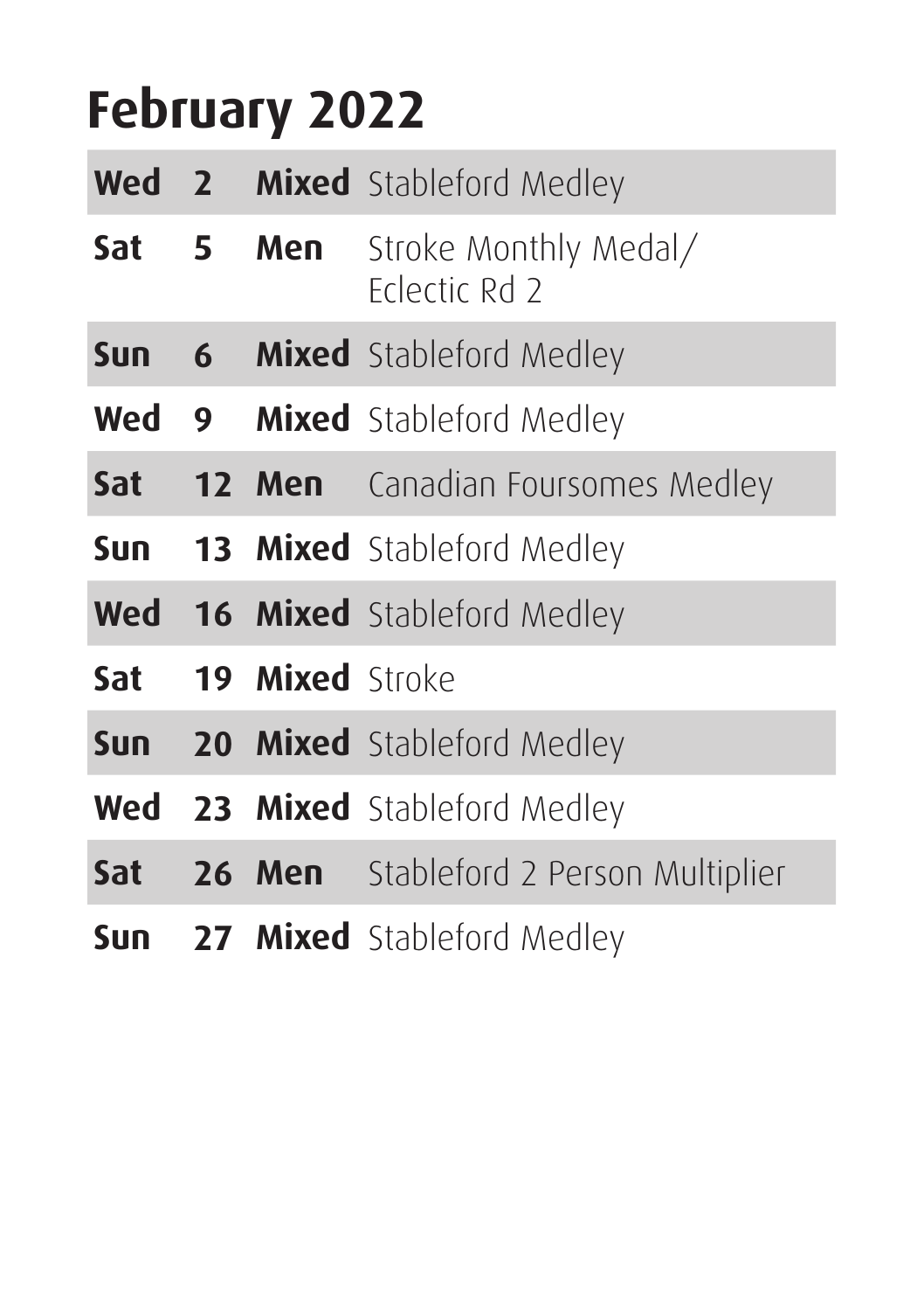# February 2022

| | | | |
|---|---|---|---|
| **Wed** | **2** | **Mixed** | Stableford Medley |
| **Sat** | **5** | **Men** | Stroke Monthly Medal/ Eclectic Rd 2 |
| **Sun** | **6** | **Mixed** | Stableford Medley |
| **Wed** | **9** | **Mixed** | Stableford Medley |
| **Sat** | **12** | **Men** | Canadian Foursomes Medley |
| **Sun** | **13** | **Mixed** | Stableford Medley |
| **Wed** | **16** | **Mixed** | Stableford Medley |
| **Sat** | **19** | **Mixed** | Stroke |
| **Sun** | **20** | **Mixed** | Stableford Medley |
| **Wed** | **23** | **Mixed** | Stableford Medley |
| **Sat** | **26** | **Men** | Stableford 2 Person Multiplier |
| **Sun** | **27** | **Mixed** | Stableford Medley |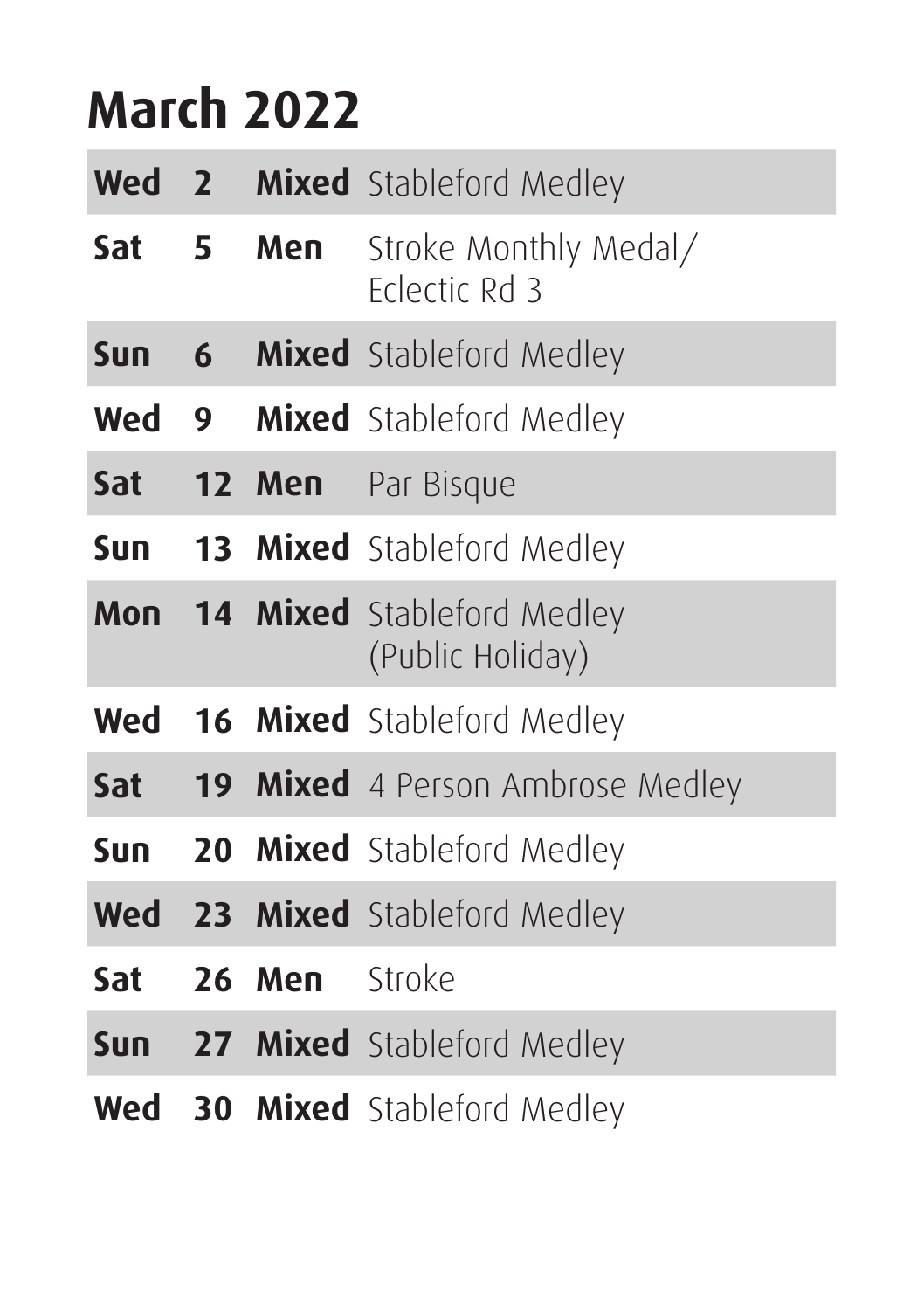# March 2022

| | | | |
|---|---|---|---|
| **Wed** | **2** | **Mixed** | Stableford Medley |
| **Sat** | **5** | **Men** | Stroke Monthly Medal/ Eclectic Rd 3 |
| **Sun** | **6** | **Mixed** | Stableford Medley |
| **Wed** | **9** | **Mixed** | Stableford Medley |
| **Sat** | **12** | **Men** | Par Bisque |
| **Sun** | **13** | **Mixed** | Stableford Medley |
| **Mon** | **14** | **Mixed** | Stableford Medley (Public Holiday) |
| **Wed** | **16** | **Mixed** | Stableford Medley |
| **Sat** | **19** | **Mixed** | 4 Person Ambrose Medley |
| **Sun** | **20** | **Mixed** | Stableford Medley |
| **Wed** | **23** | **Mixed** | Stableford Medley |
| **Sat** | **26** | **Men** | Stroke |
| **Sun** | **27** | **Mixed** | Stableford Medley |
| **Wed** | **30** | **Mixed** | Stableford Medley |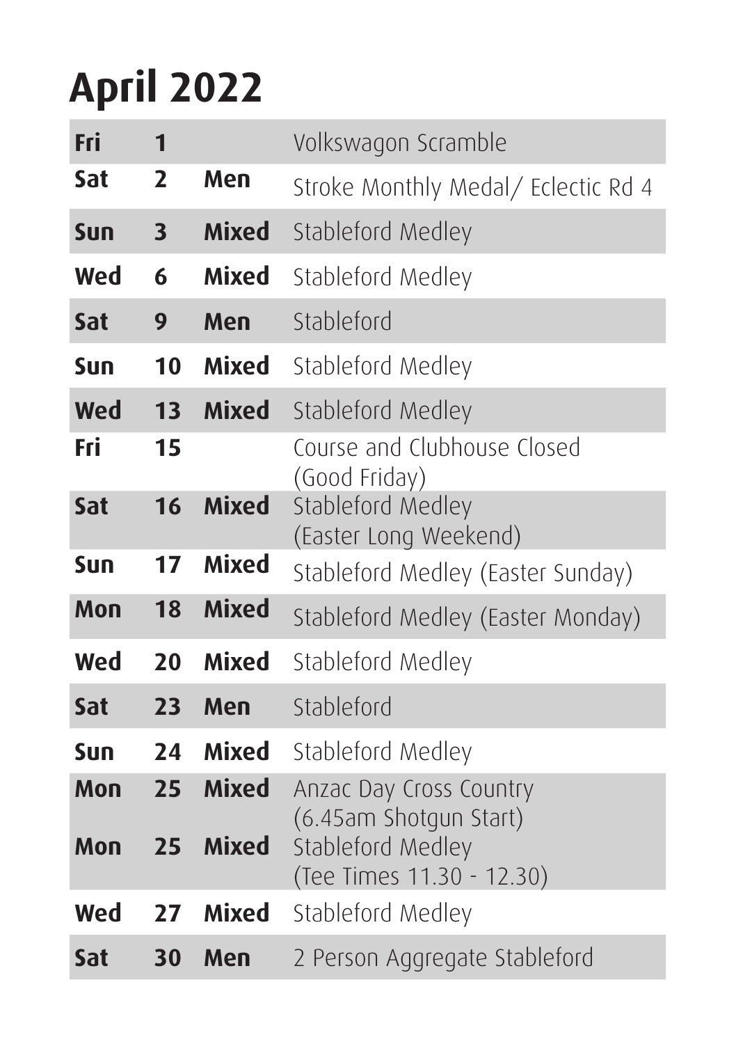# April 2022

| | | | |
|---|---|---|---|
| **Fri** | **1** | | Volkswagon Scramble |
| **Sat** | **2** | **Men** | Stroke Monthly Medal/ Eclectic Rd 4 |
| **Sun** | **3** | **Mixed** | Stableford Medley |
| **Wed** | **6** | **Mixed** | Stableford Medley |
| **Sat** | **9** | **Men** | Stableford |
| **Sun** | **10** | **Mixed** | Stableford Medley |
| **Wed** | **13** | **Mixed** | Stableford Medley |
| **Fri** | **15** | | Course and Clubhouse Closed (Good Friday) |
| **Sat** | **16** | **Mixed** | Stableford Medley (Easter Long Weekend) |
| **Sun** | **17** | **Mixed** | Stableford Medley (Easter Sunday) |
| **Mon** | **18** | **Mixed** | Stableford Medley (Easter Monday) |
| **Wed** | **20** | **Mixed** | Stableford Medley |
| **Sat** | **23** | **Men** | Stableford |
| **Sun** | **24** | **Mixed** | Stableford Medley |
| **Mon** | **25** | **Mixed** | Anzac Day Cross Country (6.45am Shotgun Start) |
| **Mon** | **25** | **Mixed** | Stableford Medley (Tee Times 11.30 - 12.30) |
| **Wed** | **27** | **Mixed** | Stableford Medley |
| **Sat** | **30** | **Men** | 2 Person Aggregate Stableford |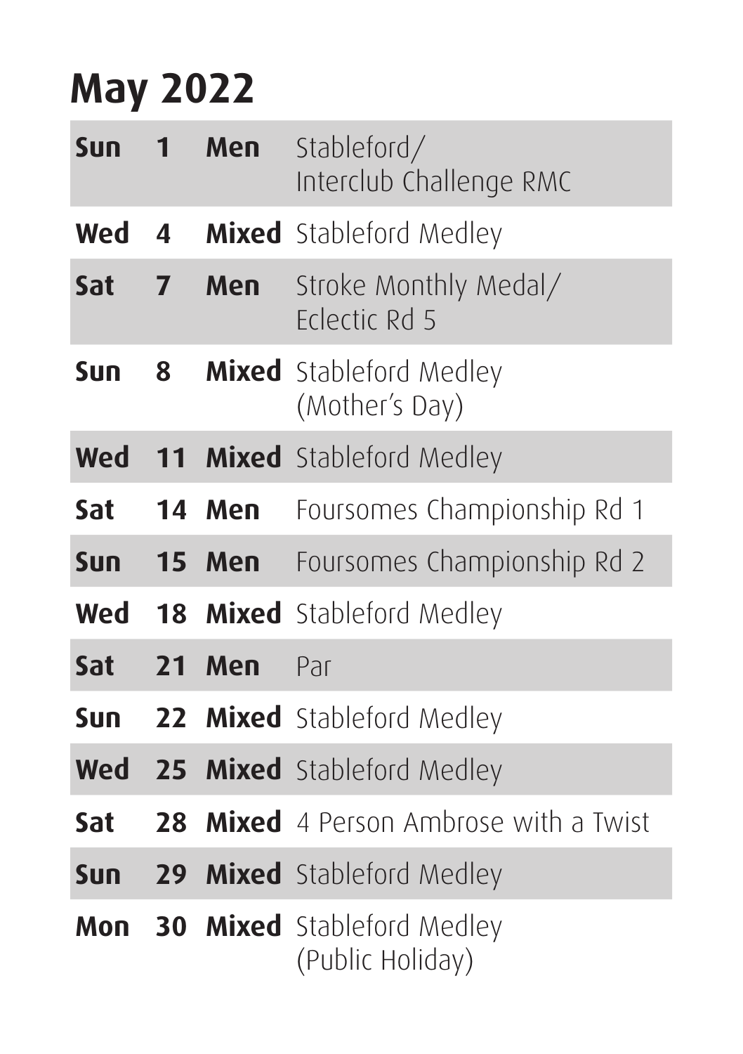# May 2022

| Day | Date | Group | Event |
|---|---|---|---|
| **Sun** | **1** | **Men** | Stableford/ Interclub Challenge RMC |
| **Wed** | **4** | **Mixed** | Stableford Medley |
| **Sat** | **7** | **Men** | Stroke Monthly Medal/ Eclectic Rd 5 |
| **Sun** | **8** | **Mixed** | Stableford Medley (Mother's Day) |
| **Wed** | **11** | **Mixed** | Stableford Medley |
| **Sat** | **14** | **Men** | Foursomes Championship Rd 1 |
| **Sun** | **15** | **Men** | Foursomes Championship Rd 2 |
| **Wed** | **18** | **Mixed** | Stableford Medley |
| **Sat** | **21** | **Men** | Par |
| **Sun** | **22** | **Mixed** | Stableford Medley |
| **Wed** | **25** | **Mixed** | Stableford Medley |
| **Sat** | **28** | **Mixed** | 4 Person Ambrose with a Twist |
| **Sun** | **29** | **Mixed** | Stableford Medley |
| **Mon** | **30** | **Mixed** | Stableford Medley (Public Holiday) |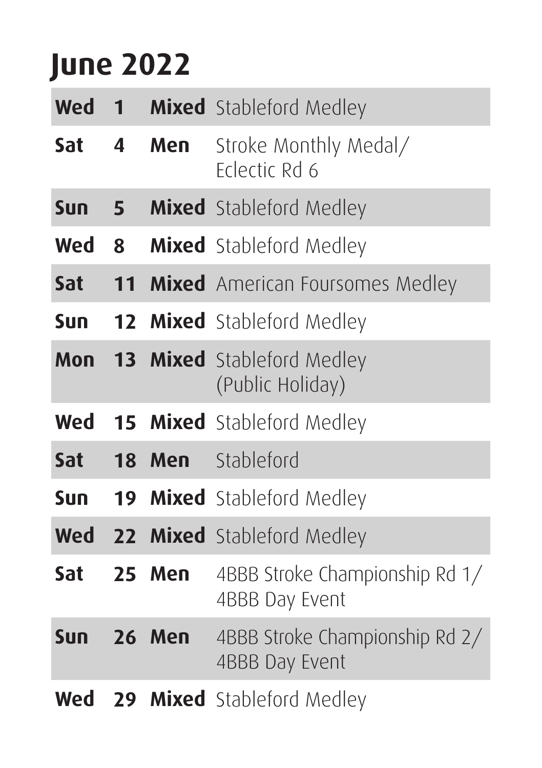# June 2022

| | | | |
|---|---|---|---|
| **Wed** | **1** | **Mixed** | Stableford Medley |
| **Sat** | **4** | **Men** | Stroke Monthly Medal/ Eclectic Rd 6 |
| **Sun** | **5** | **Mixed** | Stableford Medley |
| **Wed** | **8** | **Mixed** | Stableford Medley |
| **Sat** | **11** | **Mixed** | American Foursomes Medley |
| **Sun** | **12** | **Mixed** | Stableford Medley |
| **Mon** | **13** | **Mixed** | Stableford Medley (Public Holiday) |
| **Wed** | **15** | **Mixed** | Stableford Medley |
| **Sat** | **18** | **Men** | Stableford |
| **Sun** | **19** | **Mixed** | Stableford Medley |
| **Wed** | **22** | **Mixed** | Stableford Medley |
| **Sat** | **25** | **Men** | 4BBB Stroke Championship Rd 1/ 4BBB Day Event |
| **Sun** | **26** | **Men** | 4BBB Stroke Championship Rd 2/ 4BBB Day Event |
| **Wed** | **29** | **Mixed** | Stableford Medley |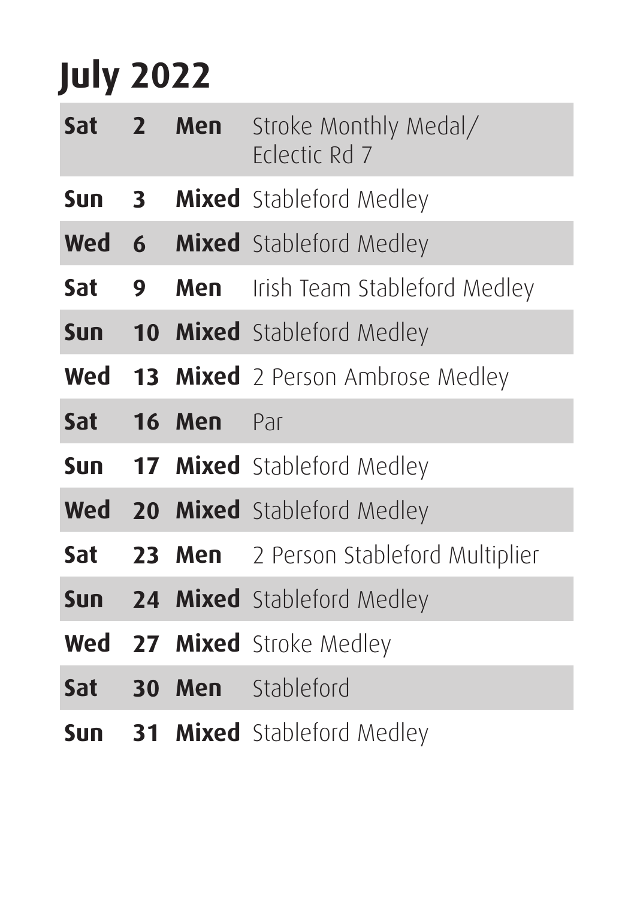# July 2022

| | | | |
|---|---|---|---|
| **Sat** | **2** | **Men** | Stroke Monthly Medal/ Eclectic Rd 7 |
| **Sun** | **3** | **Mixed** | Stableford Medley |
| **Wed** | **6** | **Mixed** | Stableford Medley |
| **Sat** | **9** | **Men** | Irish Team Stableford Medley |
| **Sun** | **10** | **Mixed** | Stableford Medley |
| **Wed** | **13** | **Mixed** | 2 Person Ambrose Medley |
| **Sat** | **16** | **Men** | Par |
| **Sun** | **17** | **Mixed** | Stableford Medley |
| **Wed** | **20** | **Mixed** | Stableford Medley |
| **Sat** | **23** | **Men** | 2 Person Stableford Multiplier |
| **Sun** | **24** | **Mixed** | Stableford Medley |
| **Wed** | **27** | **Mixed** | Stroke Medley |
| **Sat** | **30** | **Men** | Stableford |
| **Sun** | **31** | **Mixed** | Stableford Medley |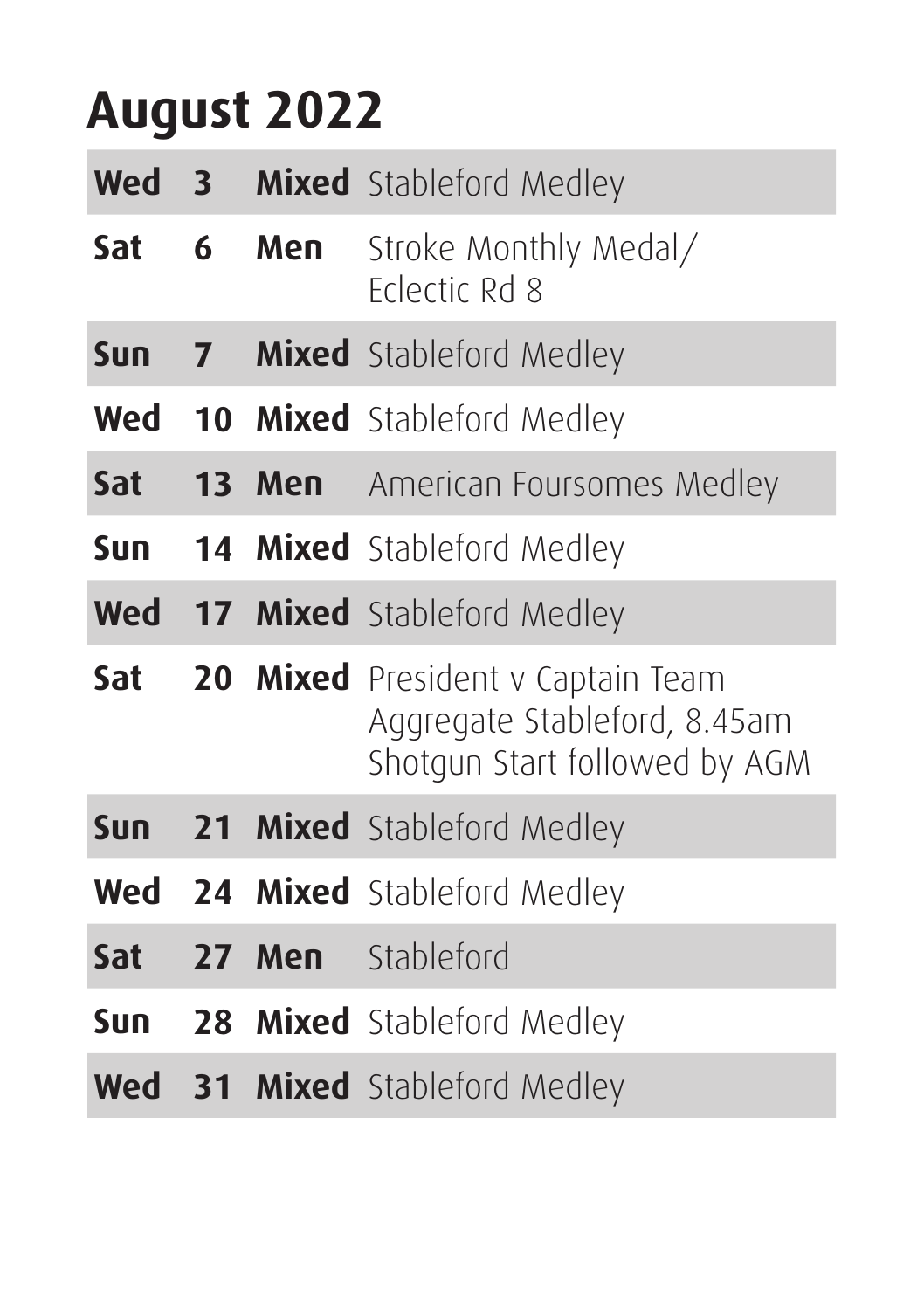# August 2022

| Day | Date | Category | Event |
|---|---|---|---|
| **Wed** | **3** | **Mixed** | Stableford Medley |
| **Sat** | **6** | **Men** | Stroke Monthly Medal/ Eclectic Rd 8 |
| **Sun** | **7** | **Mixed** | Stableford Medley |
| **Wed** | **10** | **Mixed** | Stableford Medley |
| **Sat** | **13** | **Men** | American Foursomes Medley |
| **Sun** | **14** | **Mixed** | Stableford Medley |
| **Wed** | **17** | **Mixed** | Stableford Medley |
| **Sat** | **20** | **Mixed** | President v Captain Team Aggregate Stableford, 8.45am Shotgun Start followed by AGM |
| **Sun** | **21** | **Mixed** | Stableford Medley |
| **Wed** | **24** | **Mixed** | Stableford Medley |
| **Sat** | **27** | **Men** | Stableford |
| **Sun** | **28** | **Mixed** | Stableford Medley |
| **Wed** | **31** | **Mixed** | Stableford Medley |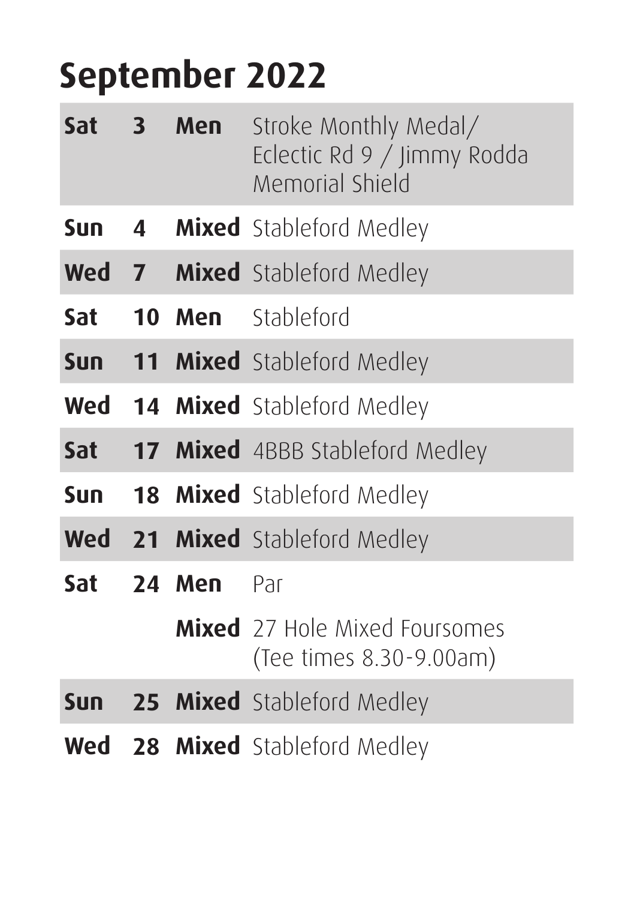# September 2022

| Day | Date | Category | Event |
|---|---|---|---|
| **Sat** | **3** | **Men** | Stroke Monthly Medal/ Eclectic Rd 9 / Jimmy Rodda Memorial Shield |
| **Sun** | **4** | **Mixed** | Stableford Medley |
| **Wed** | **7** | **Mixed** | Stableford Medley |
| **Sat** | **10** | **Men** | Stableford |
| **Sun** | **11** | **Mixed** | Stableford Medley |
| **Wed** | **14** | **Mixed** | Stableford Medley |
| **Sat** | **17** | **Mixed** | 4BBB Stableford Medley |
| **Sun** | **18** | **Mixed** | Stableford Medley |
| **Wed** | **21** | **Mixed** | Stableford Medley |
| **Sat** | **24** | **Men** | Par |
| | | **Mixed** | 27 Hole Mixed Foursomes (Tee times 8.30-9.00am) |
| **Sun** | **25** | **Mixed** | Stableford Medley |
| **Wed** | **28** | **Mixed** | Stableford Medley |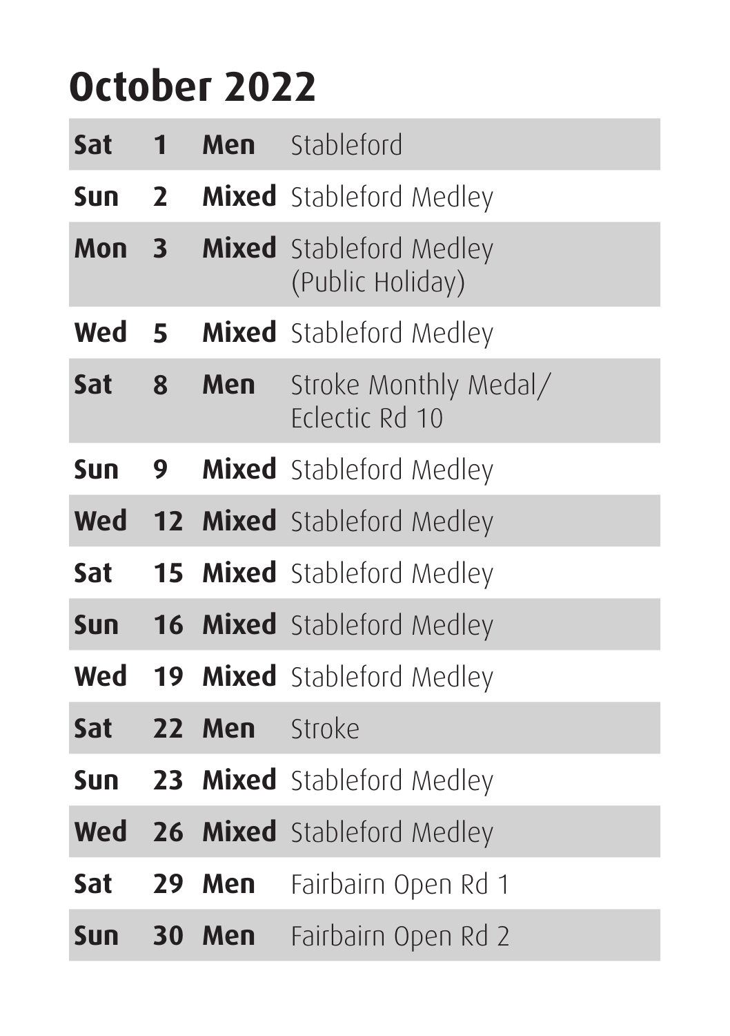# October 2022

| | | | |
|---|---|---|---|
| **Sat** | **1** | **Men** | Stableford |
| **Sun** | **2** | **Mixed** | Stableford Medley |
| **Mon** | **3** | **Mixed** | Stableford Medley (Public Holiday) |
| **Wed** | **5** | **Mixed** | Stableford Medley |
| **Sat** | **8** | **Men** | Stroke Monthly Medal/ Eclectic Rd 10 |
| **Sun** | **9** | **Mixed** | Stableford Medley |
| **Wed** | **12** | **Mixed** | Stableford Medley |
| **Sat** | **15** | **Mixed** | Stableford Medley |
| **Sun** | **16** | **Mixed** | Stableford Medley |
| **Wed** | **19** | **Mixed** | Stableford Medley |
| **Sat** | **22** | **Men** | Stroke |
| **Sun** | **23** | **Mixed** | Stableford Medley |
| **Wed** | **26** | **Mixed** | Stableford Medley |
| **Sat** | **29** | **Men** | Fairbairn Open Rd 1 |
| **Sun** | **30** | **Men** | Fairbairn Open Rd 2 |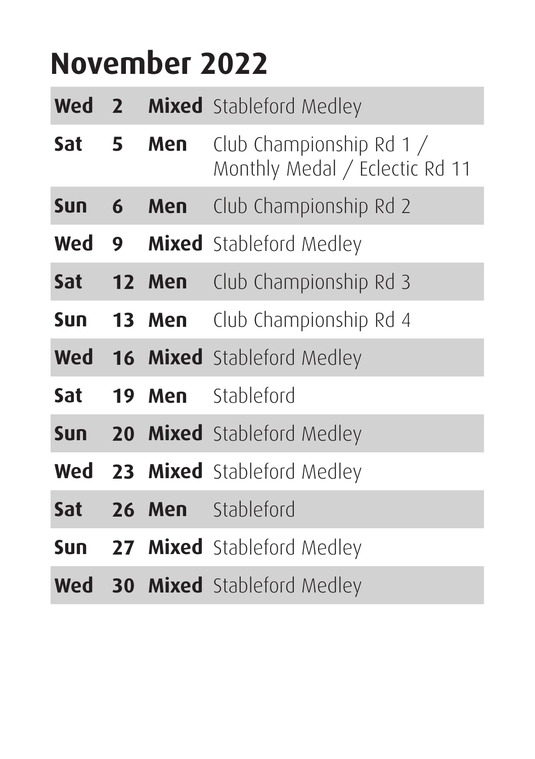# November 2022

| | | | |
|---|---|---|---|
| **Wed** | **2** | **Mixed** | Stableford Medley |
| **Sat** | **5** | **Men** | Club Championship Rd 1 / Monthly Medal / Eclectic Rd 11 |
| **Sun** | **6** | **Men** | Club Championship Rd 2 |
| **Wed** | **9** | **Mixed** | Stableford Medley |
| **Sat** | **12** | **Men** | Club Championship Rd 3 |
| **Sun** | **13** | **Men** | Club Championship Rd 4 |
| **Wed** | **16** | **Mixed** | Stableford Medley |
| **Sat** | **19** | **Men** | Stableford |
| **Sun** | **20** | **Mixed** | Stableford Medley |
| **Wed** | **23** | **Mixed** | Stableford Medley |
| **Sat** | **26** | **Men** | Stableford |
| **Sun** | **27** | **Mixed** | Stableford Medley |
| **Wed** | **30** | **Mixed** | Stableford Medley |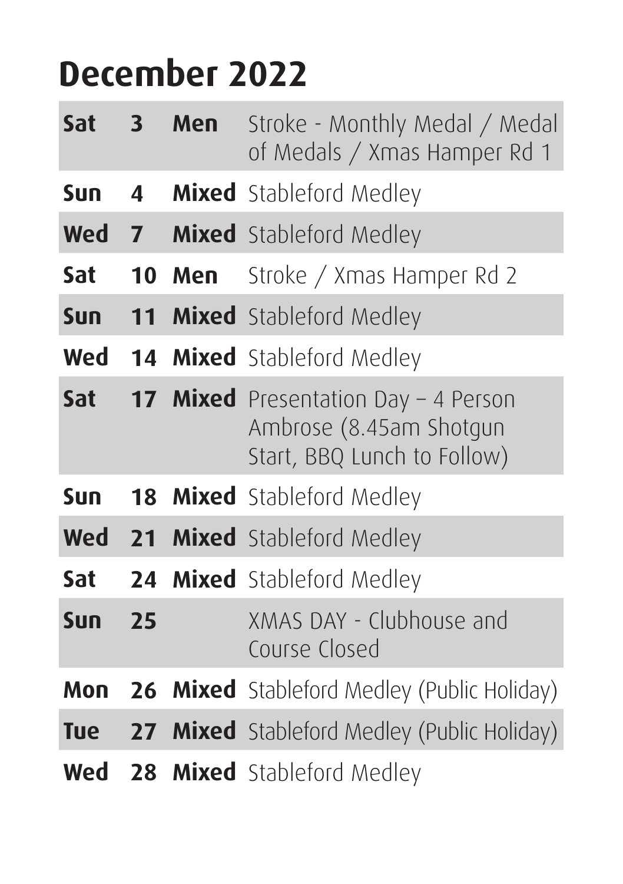# December 2022

| | | | |
|---|---|---|---|
| **Sat** | **3** | **Men** | Stroke - Monthly Medal / Medal of Medals / Xmas Hamper Rd 1 |
| **Sun** | **4** | **Mixed** | Stableford Medley |
| **Wed** | **7** | **Mixed** | Stableford Medley |
| **Sat** | **10** | **Men** | Stroke / Xmas Hamper Rd 2 |
| **Sun** | **11** | **Mixed** | Stableford Medley |
| **Wed** | **14** | **Mixed** | Stableford Medley |
| **Sat** | **17** | **Mixed** | Presentation Day – 4 Person Ambrose (8.45am Shotgun Start, BBQ Lunch to Follow) |
| **Sun** | **18** | **Mixed** | Stableford Medley |
| **Wed** | **21** | **Mixed** | Stableford Medley |
| **Sat** | **24** | **Mixed** | Stableford Medley |
| **Sun** | **25** | | XMAS DAY - Clubhouse and Course Closed |
| **Mon** | **26** | **Mixed** | Stableford Medley (Public Holiday) |
| **Tue** | **27** | **Mixed** | Stableford Medley (Public Holiday) |
| **Wed** | **28** | **Mixed** | Stableford Medley |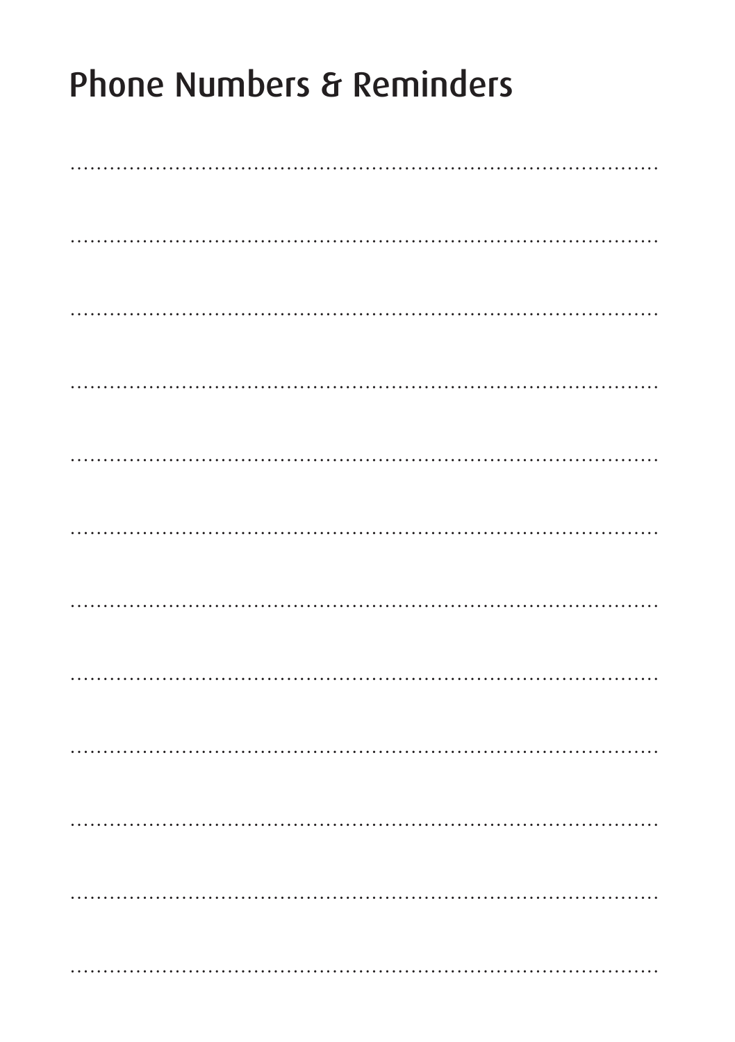# Phone Numbers & Reminders

.......................................................................................

.......................................................................................

.......................................................................................

.......................................................................................

.......................................................................................

.......................................................................................

.......................................................................................

.......................................................................................

.......................................................................................

.......................................................................................

.......................................................................................

.......................................................................................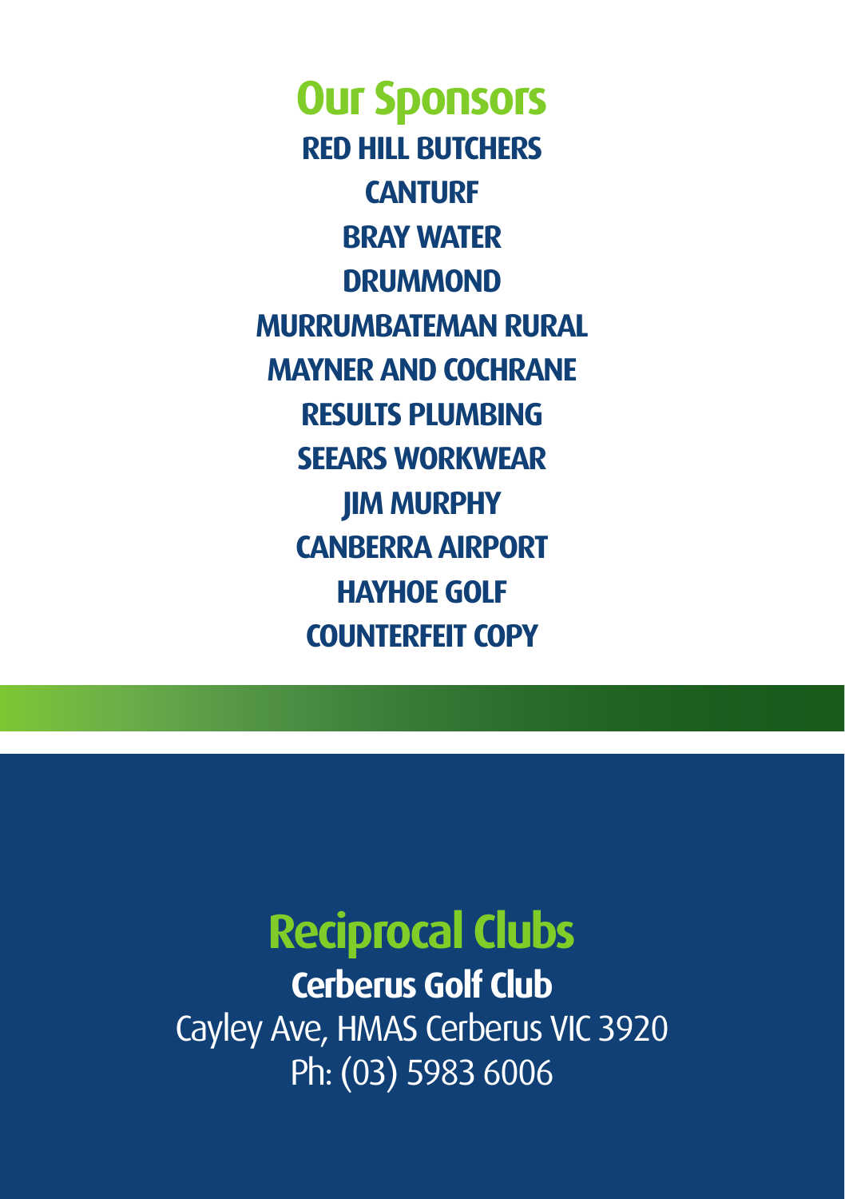# Our Sponsors

**RED HILL BUTCHERS**

**CANTURF**

**BRAY WATER**

**DRUMMOND**

**MURRUMBATEMAN RURAL**

**MAYNER AND COCHRANE**

**RESULTS PLUMBING**

**SEEARS WORKWEAR**

**JIM MURPHY**

**CANBERRA AIRPORT**

**HAYHOE GOLF**

**COUNTERFEIT COPY**

# Reciprocal Clubs

**Cerberus Golf Club**

Cayley Ave, HMAS Cerberus VIC 3920

Ph: (03) 5983 6006